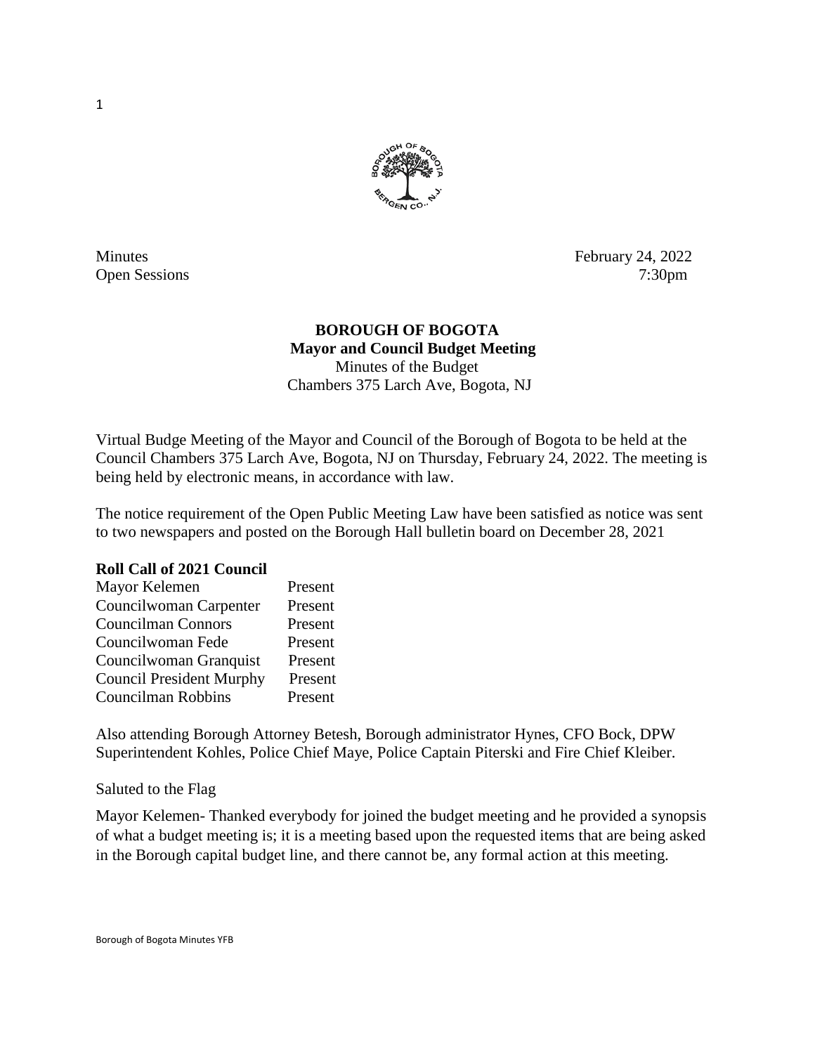Minutes February 24, 2022
Open Sessions 7:30pm

**BOROUGH OF BOGOTA**
**Mayor and Council Budget Meeting**
Minutes of the Budget
Chambers 375 Larch Ave, Bogota, NJ

Virtual Budge Meeting of the Mayor and Council of the Borough of Bogota to be held at the Council Chambers 375 Larch Ave, Bogota, NJ on Thursday, February 24, 2022. The meeting is being held by electronic means, in accordance with law.

The notice requirement of the Open Public Meeting Law have been satisfied as notice was sent to two newspapers and posted on the Borough Hall bulletin board on December 28, 2021

**Roll Call of 2021 Council**

| | |
|---|---|
| Mayor Kelemen | Present |
| Councilwoman Carpenter | Present |
| Councilman Connors | Present |
| Councilwoman Fede | Present |
| Councilwoman Granquist | Present |
| Council President Murphy | Present |
| Councilman Robbins | Present |

Also attending Borough Attorney Betesh, Borough administrator Hynes, CFO Bock, DPW Superintendent Kohles, Police Chief Maye, Police Captain Piterski and Fire Chief Kleiber.

Saluted to the Flag

Mayor Kelemen- Thanked everybody for joined the budget meeting and he provided a synopsis of what a budget meeting is; it is a meeting based upon the requested items that are being asked in the Borough capital budget line, and there cannot be, any formal action at this meeting.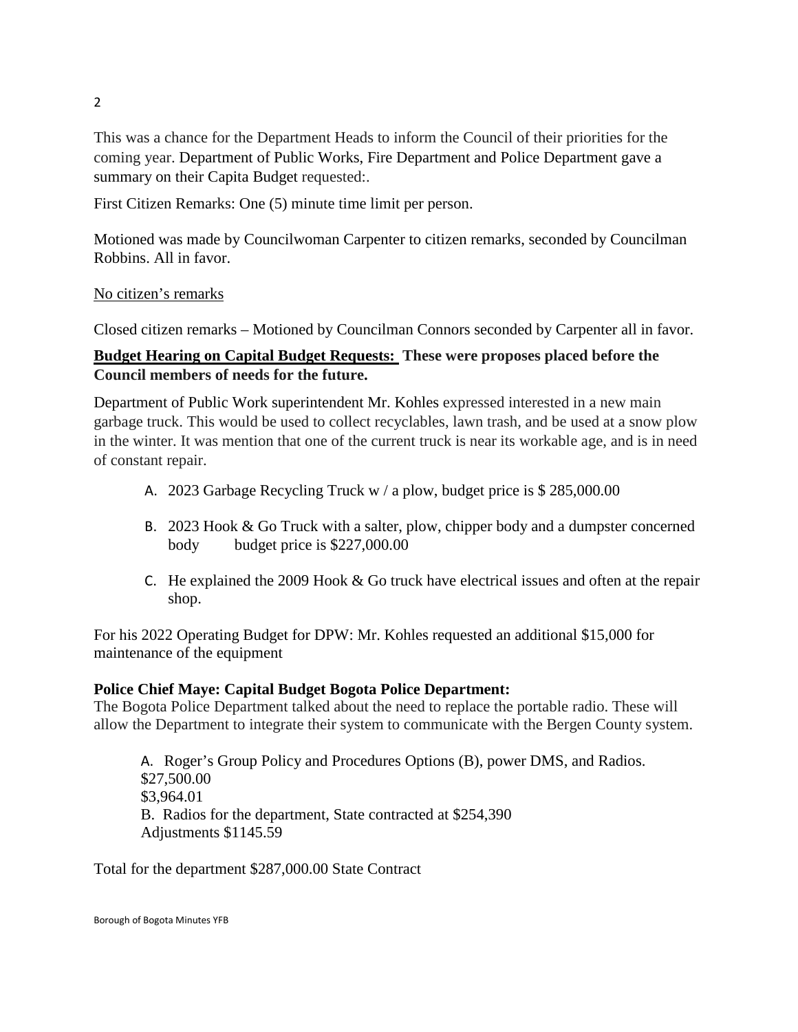This was a chance for the Department Heads to inform the Council of their priorities for the coming year. Department of Public Works, Fire Department and Police Department gave a summary on their Capita Budget requested:.

First Citizen Remarks: One (5) minute time limit per person.

Motioned was made by Councilwoman Carpenter to citizen remarks, seconded by Councilman Robbins. All in favor.

<u>No citizen's remarks</u>

Closed citizen remarks – Motioned by Councilman Connors seconded by Carpenter all in favor.

**<u>Budget Hearing on Capital Budget Requests:</u> These were proposes placed before the Council members of needs for the future.**

Department of Public Work superintendent Mr. Kohles expressed interested in a new main garbage truck. This would be used to collect recyclables, lawn trash, and be used at a snow plow in the winter. It was mention that one of the current truck is near its workable age, and is in need of constant repair.

A. 2023 Garbage Recycling Truck w / a plow, budget price is $ 285,000.00

B. 2023 Hook & Go Truck with a salter, plow, chipper body and a dumpster concerned body budget price is $227,000.00

C. He explained the 2009 Hook & Go truck have electrical issues and often at the repair shop.

For his 2022 Operating Budget for DPW: Mr. Kohles requested an additional $15,000 for maintenance of the equipment

**Police Chief Maye: Capital Budget Bogota Police Department:**

The Bogota Police Department talked about the need to replace the portable radio. These will allow the Department to integrate their system to communicate with the Bergen County system.

A. Roger's Group Policy and Procedures Options (B), power DMS, and Radios.
$27,500.00
$3,964.01
B. Radios for the department, State contracted at $254,390
Adjustments $1145.59

Total for the department $287,000.00 State Contract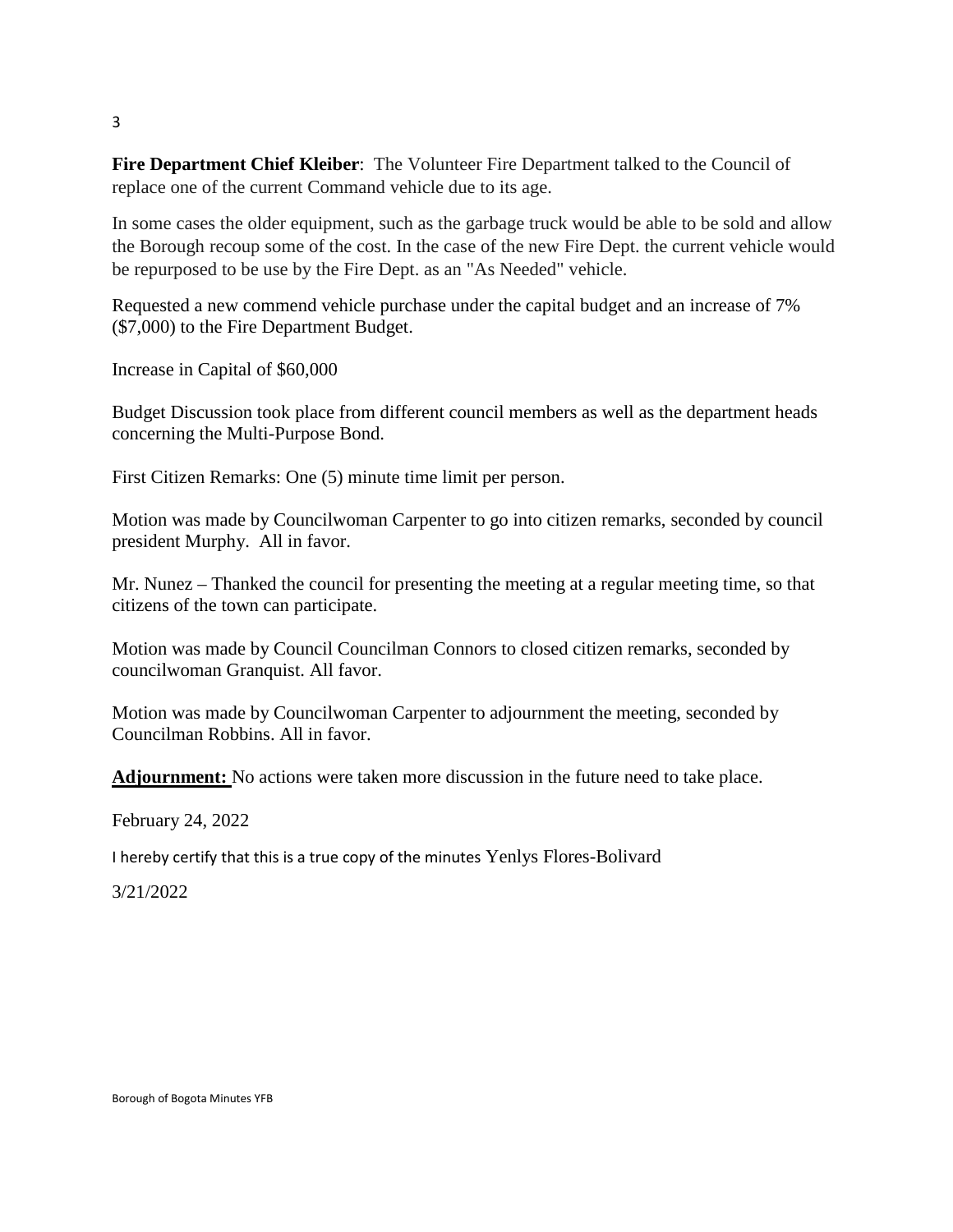**Fire Department Chief Kleiber**: The Volunteer Fire Department talked to the Council of replace one of the current Command vehicle due to its age.

In some cases the older equipment, such as the garbage truck would be able to be sold and allow the Borough recoup some of the cost. In the case of the new Fire Dept. the current vehicle would be repurposed to be use by the Fire Dept. as an "As Needed" vehicle.

Requested a new commend vehicle purchase under the capital budget and an increase of 7% ($7,000) to the Fire Department Budget.

Increase in Capital of $60,000

Budget Discussion took place from different council members as well as the department heads concerning the Multi-Purpose Bond.

First Citizen Remarks: One (5) minute time limit per person.

Motion was made by Councilwoman Carpenter to go into citizen remarks, seconded by council president Murphy. All in favor.

Mr. Nunez – Thanked the council for presenting the meeting at a regular meeting time, so that citizens of the town can participate.

Motion was made by Council Councilman Connors to closed citizen remarks, seconded by councilwoman Granquist. All favor.

Motion was made by Councilwoman Carpenter to adjournment the meeting, seconded by Councilman Robbins. All in favor.

**Adjournment:** No actions were taken more discussion in the future need to take place.

February 24, 2022

I hereby certify that this is a true copy of the minutes Yenlys Flores-Bolivard

3/21/2022